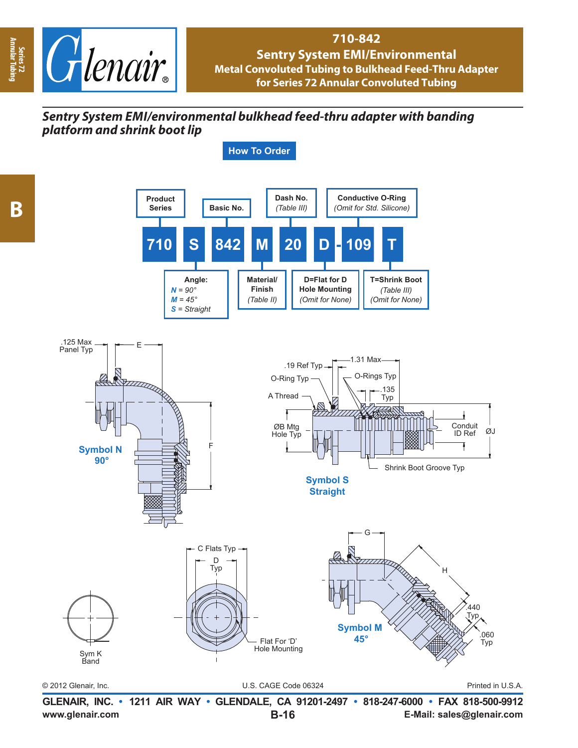# 710-842

## Sentry System EMI/Environmental

### Metal Convoluted Tubing to Bulkhead Feed-Thru Adapter for Series 72 Annular Convoluted Tubing

***Sentry System EMI/environmental bulkhead feed-thru adapter with banding platform and shrink boot lip***

**How To Order**

| Product Series | Angle | Basic No. | Material/ Finish | Dash No. | D=Flat for D Hole Mounting | | Conductive O-Ring | T=Shrink Boot |
|---|---|---|---|---|---|---|---|---|
| 710 | S | 842 | M | 20 | D | - | 109 | T |

- **Product Series**
- **Basic No.**
- **Dash No.** (Table III)
- **Conductive O-Ring** (Omit for Std. Silicone)
- **Angle:** *N* = 90°, *M* = 45°, *S* = Straight
- **Material/ Finish** (Table II)
- **D=Flat for D Hole Mounting** (Omit for None)
- **T=Shrink Boot** (Table III) (Omit for None)

.125 Max Panel Typ
E
F
**Symbol N 90°**

.19 Ref Typ
1.31 Max
O-Ring Typ
O-Rings Typ
.135 Typ
A Thread
ØB Mtg Hole Typ
Conduit ID Ref
ØJ
Shrink Boot Groove Typ
**Symbol S Straight**

C Flats Typ
D Typ
Flat For 'D' Hole Mounting
Sym K Band

G
H
.440 Typ
.060 Typ
**Symbol M 45°**

© 2012 Glenair, Inc. U.S. CAGE Code 06324 Printed in U.S.A.

**GLENAIR, INC. • 1211 AIR WAY • GLENDALE, CA 91201-2497 • 818-247-6000 • FAX 818-500-9912**
www.glenair.com E-Mail: sales@glenair.com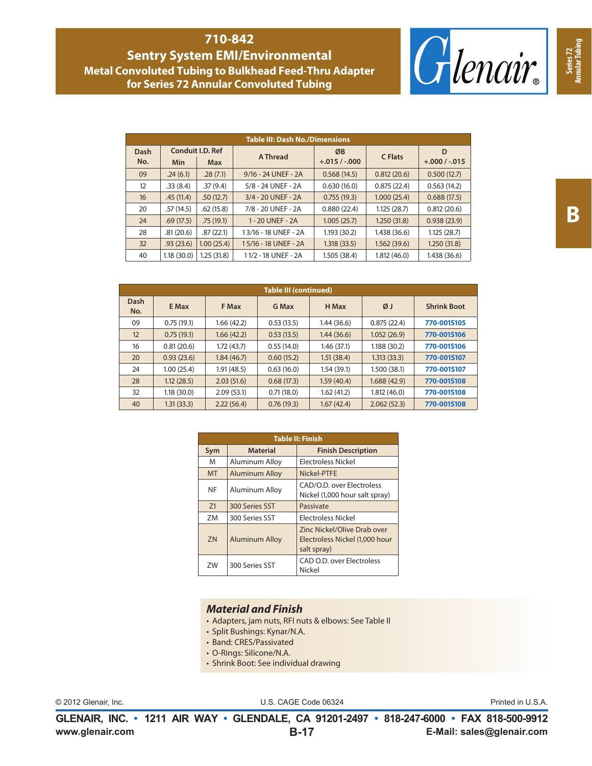# 710-842

## Sentry System EMI/Environmental

### Metal Convoluted Tubing to Bulkhead Feed-Thru Adapter for Series 72 Annular Convoluted Tubing

**Table III: Dash No./Dimensions**

| Dash No. | Conduit I.D. Ref | | A Thread | ØB +.015 / -.000 | C Flats | D +.000 / -.015 |
|---|---|---|---|---|---|---|
| | Min | Max | | | | |
| 09 | .24 (6.1) | .28 (7.1) | 9/16 - 24 UNEF - 2A | 0.568 (14.5) | 0.812 (20.6) | 0.500 (12.7) |
| 12 | .33 (8.4) | .37 (9.4) | 5/8 - 24 UNEF - 2A | 0.630 (16.0) | 0.875 (22.4) | 0.563 (14.2) |
| 16 | .45 (11.4) | .50 (12.7) | 3/4 - 20 UNEF - 2A | 0.755 (19.3) | 1.000 (25.4) | 0.688 (17.5) |
| 20 | .57 (14.5) | .62 (15.8) | 7/8 - 20 UNEF - 2A | 0.880 (22.4) | 1.125 (28.7) | 0.812 (20.6) |
| 24 | .69 (17.5) | .75 (19.1) | 1 - 20 UNEF - 2A | 1.005 (25.7) | 1.250 (31.8) | 0.938 (23.9) |
| 28 | .81 (20.6) | .87 (22.1) | 1 3/16 - 18 UNEF - 2A | 1.193 (30.2) | 1.438 (36.6) | 1.125 (28.7) |
| 32 | .93 (23.6) | 1.00 (25.4) | 1 5/16 - 18 UNEF - 2A | 1.318 (33.5) | 1.562 (39.6) | 1.250 (31.8) |
| 40 | 1.18 (30.0) | 1.25 (31.8) | 1 1/2 - 18 UNEF - 2A | 1.505 (38.4) | 1.812 (46.0) | 1.438 (36.6) |

**Table III (continued)**

| Dash No. | E Max | F Max | G Max | H Max | Ø J | Shrink Boot |
|---|---|---|---|---|---|---|
| 09 | 0.75 (19.1) | 1.66 (42.2) | 0.53 (13.5) | 1.44 (36.6) | 0.875 (22.4) | 770-001S105 |
| 12 | 0.75 (19.1) | 1.66 (42.2) | 0.53 (13.5) | 1.44 (36.6) | 1.052 (26.9) | 770-001S106 |
| 16 | 0.81 (20.6) | 1.72 (43.7) | 0.55 (14.0) | 1.46 (37.1) | 1.188 (30.2) | 770-001S106 |
| 20 | 0.93 (23.6) | 1.84 (46.7) | 0.60 (15.2) | 1.51 (38.4) | 1.313 (33.3) | 770-001S107 |
| 24 | 1.00 (25.4) | 1.91 (48.5) | 0.63 (16.0) | 1.54 (39.1) | 1.500 (38.1) | 770-001S107 |
| 28 | 1.12 (28.5) | 2.03 (51.6) | 0.68 (17.3) | 1.59 (40.4) | 1.688 (42.9) | 770-001S108 |
| 32 | 1.18 (30.0) | 2.09 (53.1) | 0.71 (18.0) | 1.62 (41.2) | 1.812 (46.0) | 770-001S108 |
| 40 | 1.31 (33.3) | 2.22 (56.4) | 0.76 (19.3) | 1.67 (42.4) | 2.062 (52.3) | 770-001S108 |

**Table II: Finish**

| Sym | Material | Finish Description |
|---|---|---|
| M | Aluminum Alloy | Electroless Nickel |
| MT | Aluminum Alloy | Nickel-PTFE |
| NF | Aluminum Alloy | CAD/O.D. over Electroless Nickel (1,000 hour salt spray) |
| Z1 | 300 Series SST | Passivate |
| ZM | 300 Series SST | Electroless Nickel |
| ZN | Aluminum Alloy | Zinc Nickel/Olive Drab over Electroless Nickel (1,000 hour salt spray) |
| ZW | 300 Series SST | CAD O.D. over Electroless Nickel |

### *Material and Finish*

- Adapters, jam nuts, RFI nuts & elbows: See Table II
- Split Bushings: Kynar/N.A.
- Band: CRES/Passivated
- O-Rings: Silicone/N.A.
- Shrink Boot: See individual drawing

© 2012 Glenair, Inc. U.S. CAGE Code 06324 Printed in U.S.A.

**GLENAIR, INC. • 1211 AIR WAY • GLENDALE, CA 91201-2497 • 818-247-6000 • FAX 818-500-9912**

**www.glenair.com E-Mail: sales@glenair.com**